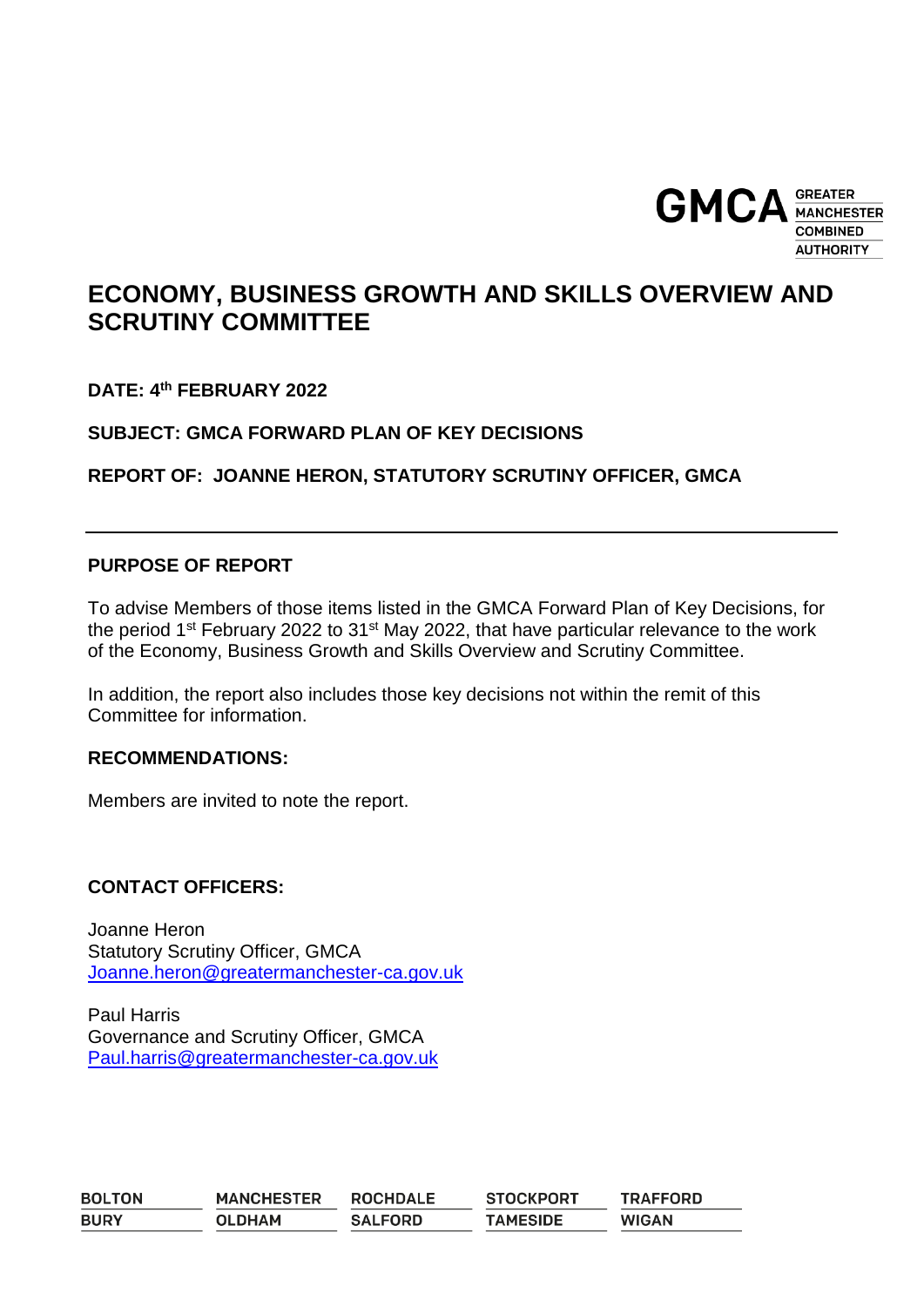# ECONOMY, BUSINESS GROWTH AND SKILLS OVERVIEW AND SCRUTINY COMMITTEE

**DATE: 4th FEBRUARY 2022**

**SUBJECT: GMCA FORWARD PLAN OF KEY DECISIONS**

**REPORT OF: JOANNE HERON, STATUTORY SCRUTINY OFFICER, GMCA**

---

## PURPOSE OF REPORT

To advise Members of those items listed in the GMCA Forward Plan of Key Decisions, for the period 1st February 2022 to 31st May 2022, that have particular relevance to the work of the Economy, Business Growth and Skills Overview and Scrutiny Committee.

In addition, the report also includes those key decisions not within the remit of this Committee for information.

## RECOMMENDATIONS:

Members are invited to note the report.

## CONTACT OFFICERS:

Joanne Heron
Statutory Scrutiny Officer, GMCA
Joanne.heron@greatermanchester-ca.gov.uk

Paul Harris
Governance and Scrutiny Officer, GMCA
Paul.harris@greatermanchester-ca.gov.uk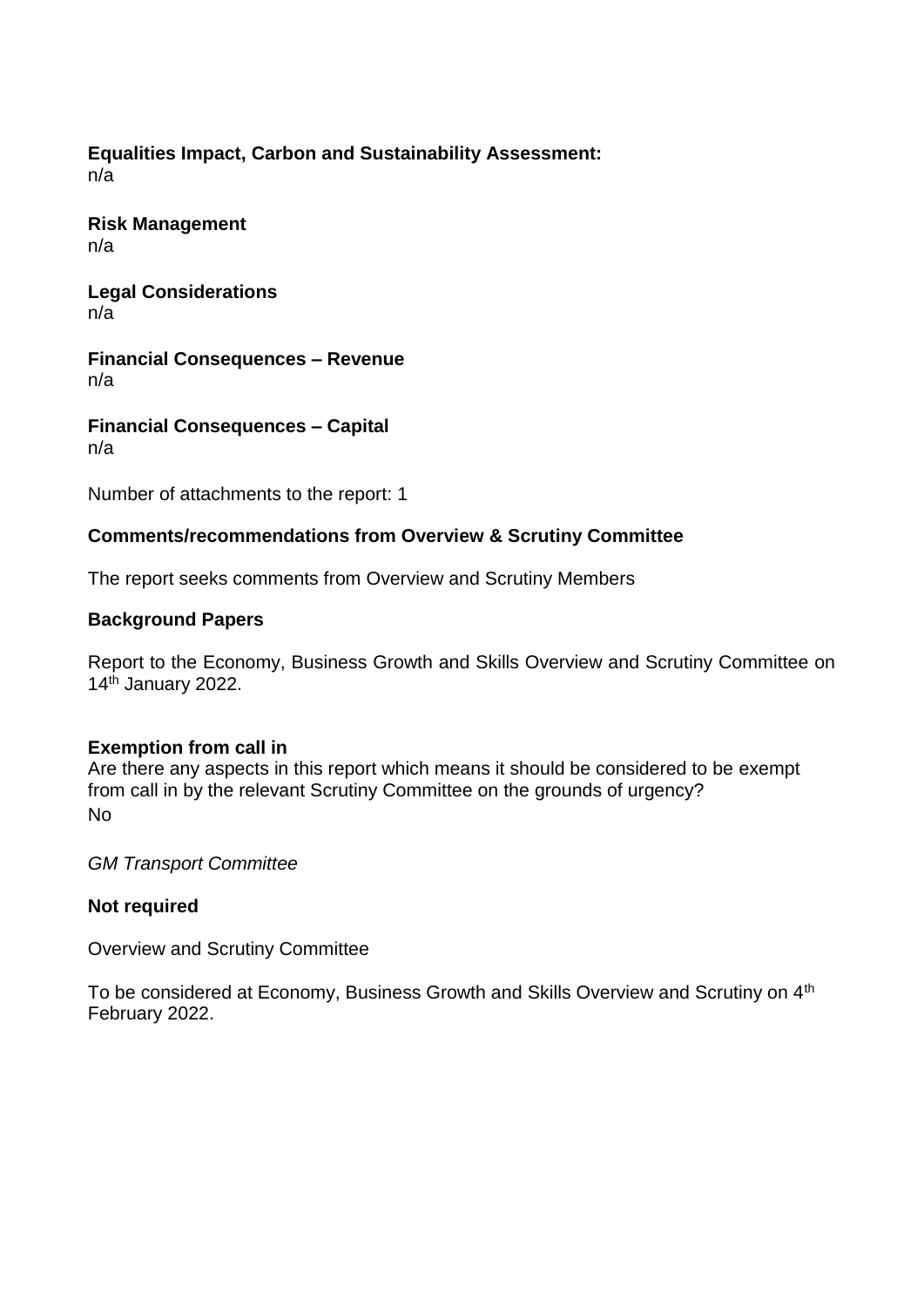**Equalities Impact, Carbon and Sustainability Assessment:**
n/a

**Risk Management**
n/a

**Legal Considerations**
n/a

**Financial Consequences – Revenue**
n/a

**Financial Consequences – Capital**
n/a

Number of attachments to the report: 1

**Comments/recommendations from Overview & Scrutiny Committee**

The report seeks comments from Overview and Scrutiny Members

**Background Papers**

Report to the Economy, Business Growth and Skills Overview and Scrutiny Committee on 14th January 2022.

**Exemption from call in**
Are there any aspects in this report which means it should be considered to be exempt from call in by the relevant Scrutiny Committee on the grounds of urgency?
No

*GM Transport Committee*

**Not required**

Overview and Scrutiny Committee

To be considered at Economy, Business Growth and Skills Overview and Scrutiny on 4th February 2022.